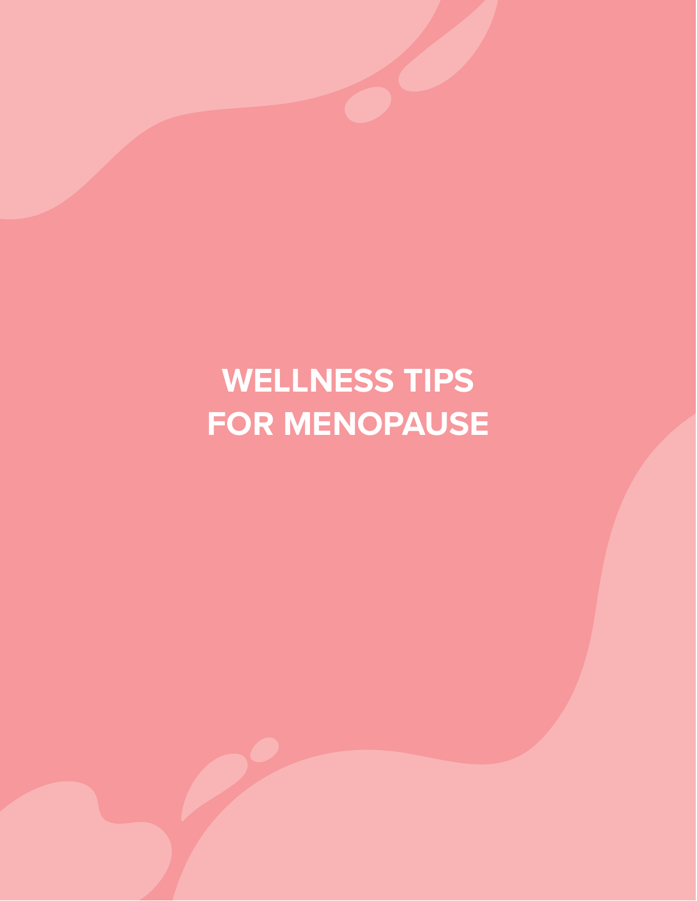# WELLNESS TIPS FOR MENOPAUSE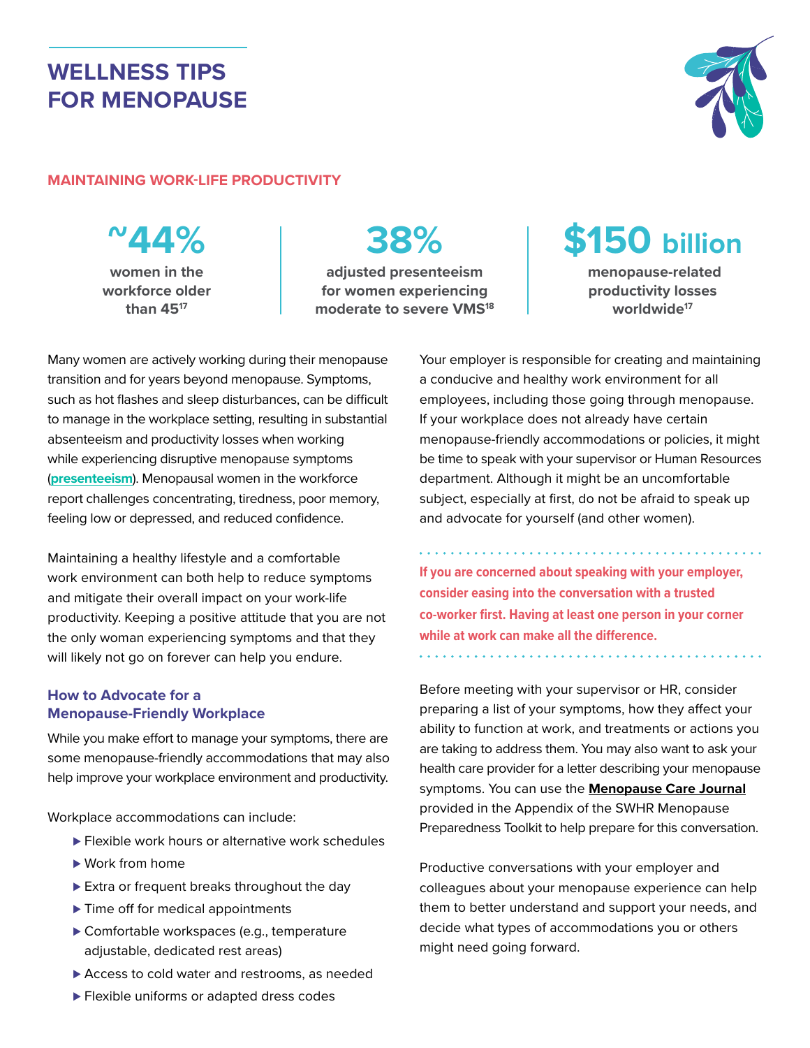# WELLNESS TIPS FOR MENOPAUSE

## MAINTAINING WORK-LIFE PRODUCTIVITY

**~44%**
**women in the workforce older than 45**[17]

**38%**
**adjusted presenteeism for women experiencing moderate to severe VMS**[18]

**$150 billion**
**menopause-related productivity losses worldwide**[17]

Many women are actively working during their menopause transition and for years beyond menopause. Symptoms, such as hot flashes and sleep disturbances, can be difficult to manage in the workplace setting, resulting in substantial absenteeism and productivity losses when working while experiencing disruptive menopause symptoms (**presenteeism**). Menopausal women in the workforce report challenges concentrating, tiredness, poor memory, feeling low or depressed, and reduced confidence.

Maintaining a healthy lifestyle and a comfortable work environment can both help to reduce symptoms and mitigate their overall impact on your work-life productivity. Keeping a positive attitude that you are not the only woman experiencing symptoms and that they will likely not go on forever can help you endure.

### How to Advocate for a Menopause-Friendly Workplace

While you make effort to manage your symptoms, there are some menopause-friendly accommodations that may also help improve your workplace environment and productivity.

Workplace accommodations can include:

- Flexible work hours or alternative work schedules
- Work from home
- Extra or frequent breaks throughout the day
- Time off for medical appointments
- Comfortable workspaces (e.g., temperature adjustable, dedicated rest areas)
- Access to cold water and restrooms, as needed
- Flexible uniforms or adapted dress codes

Your employer is responsible for creating and maintaining a conducive and healthy work environment for all employees, including those going through menopause. If your workplace does not already have certain menopause-friendly accommodations or policies, it might be time to speak with your supervisor or Human Resources department. Although it might be an uncomfortable subject, especially at first, do not be afraid to speak up and advocate for yourself (and other women).

**If you are concerned about speaking with your employer, consider easing into the conversation with a trusted co-worker first. Having at least one person in your corner while at work can make all the difference.**

Before meeting with your supervisor or HR, consider preparing a list of your symptoms, how they affect your ability to function at work, and treatments or actions you are taking to address them. You may also want to ask your health care provider for a letter describing your menopause symptoms. You can use the **Menopause Care Journal** provided in the Appendix of the SWHR Menopause Preparedness Toolkit to help prepare for this conversation.

Productive conversations with your employer and colleagues about your menopause experience can help them to better understand and support your needs, and decide what types of accommodations you or others might need going forward.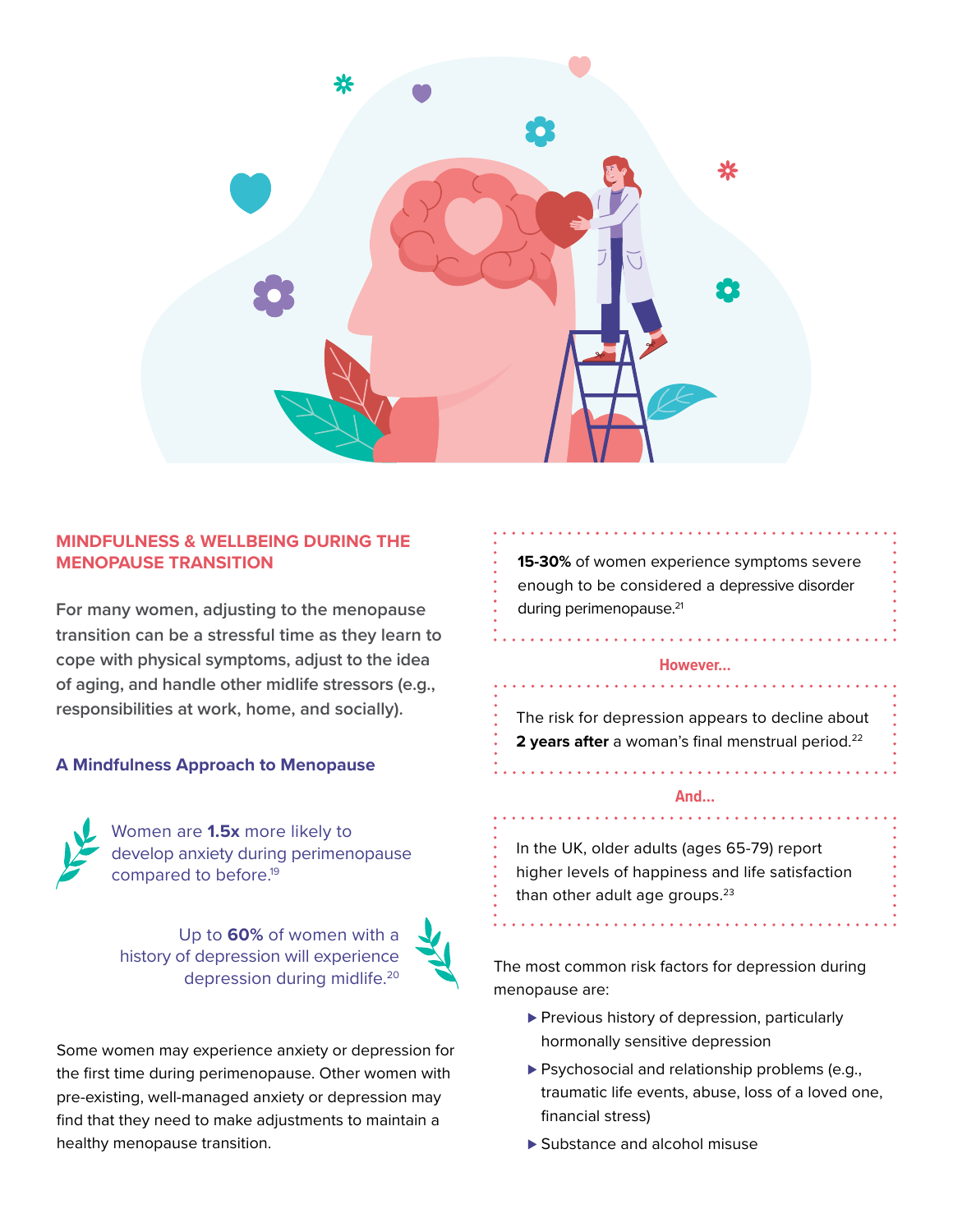## MINDFULNESS & WELLBEING DURING THE MENOPAUSE TRANSITION

For many women, adjusting to the menopause transition can be a stressful time as they learn to cope with physical symptoms, adjust to the idea of aging, and handle other midlife stressors (e.g., responsibilities at work, home, and socially).

### A Mindfulness Approach to Menopause

Women are **1.5x** more likely to develop anxiety during perimenopause compared to before.[19]

Up to **60%** of women with a history of depression will experience depression during midlife.[20]

Some women may experience anxiety or depression for the first time during perimenopause. Other women with pre-existing, well-managed anxiety or depression may find that they need to make adjustments to maintain a healthy menopause transition.

**15-30%** of women experience symptoms severe enough to be considered a depressive disorder during perimenopause.[21]

**However...**

The risk for depression appears to decline about **2 years after** a woman's final menstrual period.[22]

**And...**

In the UK, older adults (ages 65-79) report higher levels of happiness and life satisfaction than other adult age groups.[23]

The most common risk factors for depression during menopause are:

- Previous history of depression, particularly hormonally sensitive depression
- Psychosocial and relationship problems (e.g., traumatic life events, abuse, loss of a loved one, financial stress)
- Substance and alcohol misuse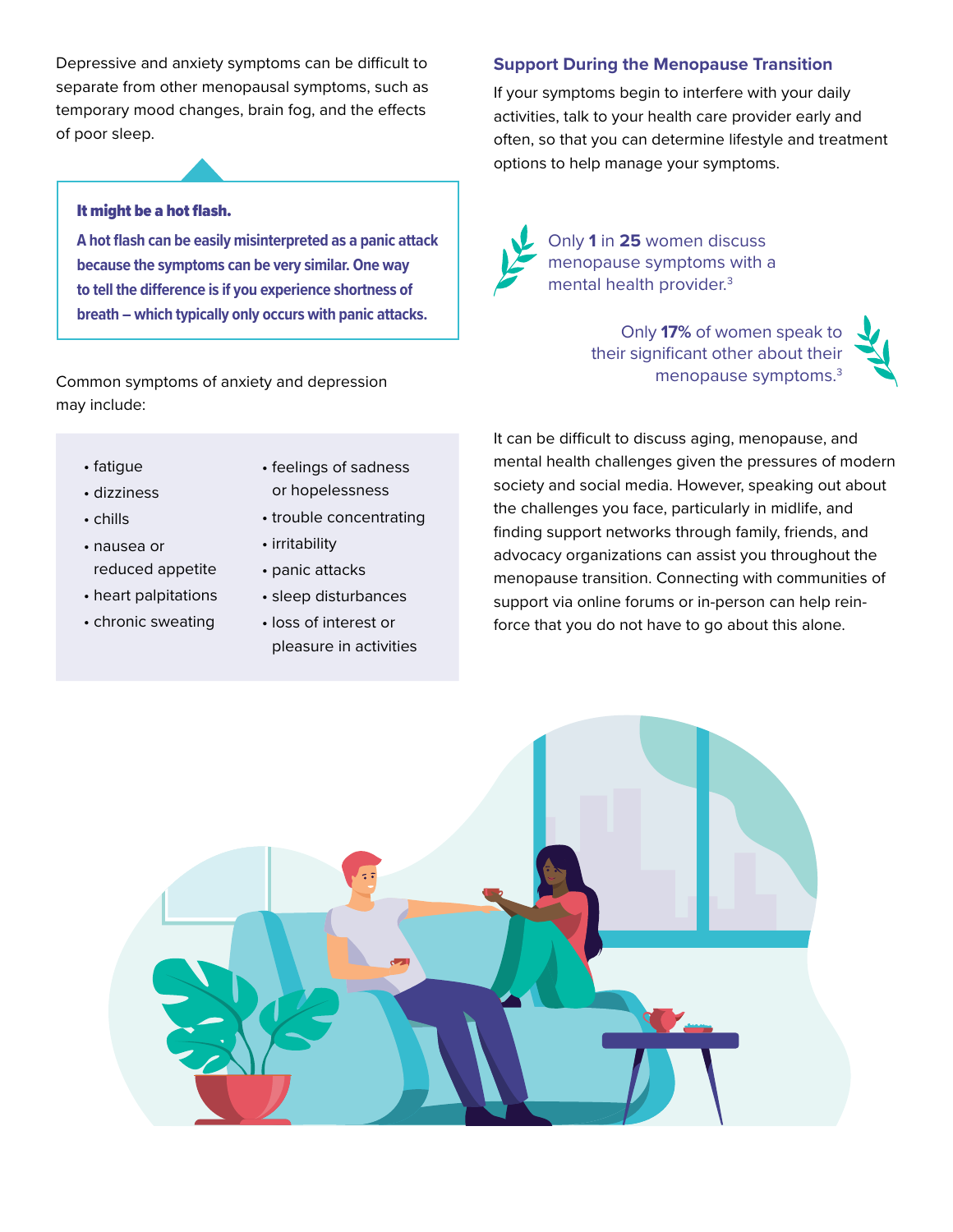Depressive and anxiety symptoms can be difficult to separate from other menopausal symptoms, such as temporary mood changes, brain fog, and the effects of poor sleep.

**It might be a hot flash.**

**A hot flash can be easily misinterpreted as a panic attack because the symptoms can be very similar. One way to tell the difference is if you experience shortness of breath – which typically only occurs with panic attacks.**

Common symptoms of anxiety and depression may include:

- fatigue
- dizziness
- chills
- nausea or reduced appetite
- heart palpitations
- chronic sweating
- feelings of sadness or hopelessness
- trouble concentrating
- irritability
- panic attacks
- sleep disturbances
- loss of interest or pleasure in activities

### Support During the Menopause Transition

If your symptoms begin to interfere with your daily activities, talk to your health care provider early and often, so that you can determine lifestyle and treatment options to help manage your symptoms.

Only **1** in **25** women discuss menopause symptoms with a mental health provider.[3]

Only **17%** of women speak to their significant other about their menopause symptoms.[3]

It can be difficult to discuss aging, menopause, and mental health challenges given the pressures of modern society and social media. However, speaking out about the challenges you face, particularly in midlife, and finding support networks through family, friends, and advocacy organizations can assist you throughout the menopause transition. Connecting with communities of support via online forums or in-person can help reinforce that you do not have to go about this alone.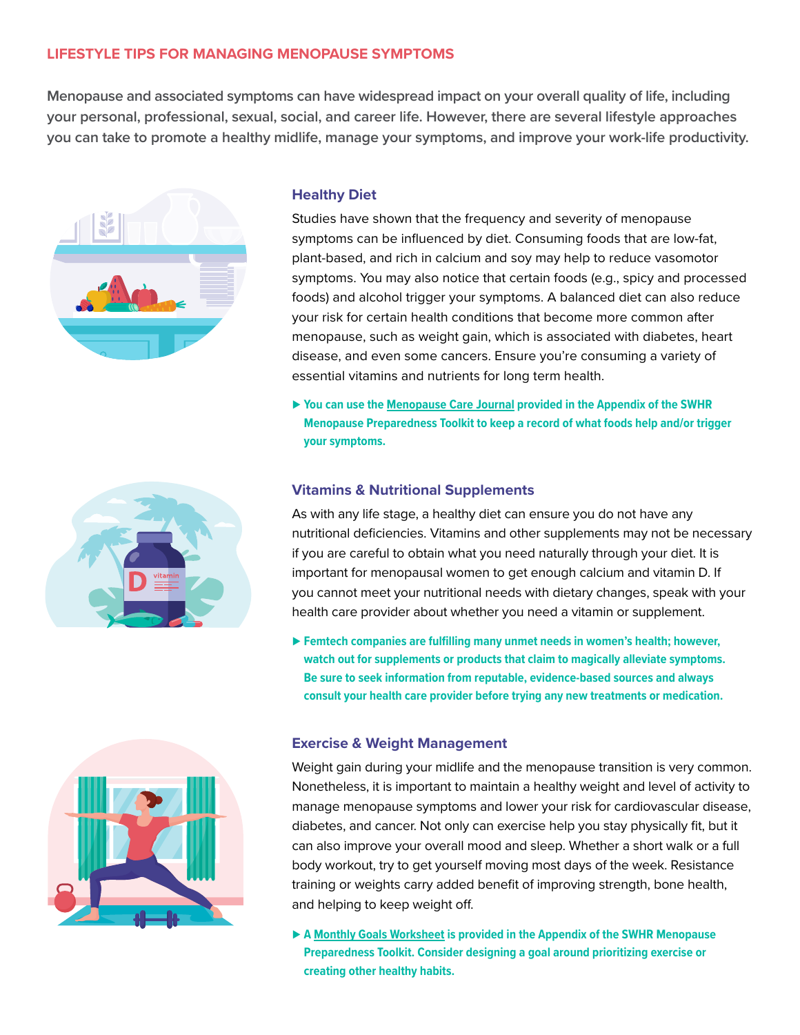## LIFESTYLE TIPS FOR MANAGING MENOPAUSE SYMPTOMS

**Menopause and associated symptoms can have widespread impact on your overall quality of life, including your personal, professional, sexual, social, and career life. However, there are several lifestyle approaches you can take to promote a healthy midlife, manage your symptoms, and improve your work-life productivity.**

### Healthy Diet

Studies have shown that the frequency and severity of menopause symptoms can be influenced by diet. Consuming foods that are low-fat, plant-based, and rich in calcium and soy may help to reduce vasomotor symptoms. You may also notice that certain foods (e.g., spicy and processed foods) and alcohol trigger your symptoms. A balanced diet can also reduce your risk for certain health conditions that become more common after menopause, such as weight gain, which is associated with diabetes, heart disease, and even some cancers. Ensure you're consuming a variety of essential vitamins and nutrients for long term health.

▶ **You can use the Menopause Care Journal provided in the Appendix of the SWHR Menopause Preparedness Toolkit to keep a record of what foods help and/or trigger your symptoms.**

### Vitamins & Nutritional Supplements

As with any life stage, a healthy diet can ensure you do not have any nutritional deficiencies. Vitamins and other supplements may not be necessary if you are careful to obtain what you need naturally through your diet. It is important for menopausal women to get enough calcium and vitamin D. If you cannot meet your nutritional needs with dietary changes, speak with your health care provider about whether you need a vitamin or supplement.

▶ **Femtech companies are fulfilling many unmet needs in women's health; however, watch out for supplements or products that claim to magically alleviate symptoms. Be sure to seek information from reputable, evidence-based sources and always consult your health care provider before trying any new treatments or medication.**

### Exercise & Weight Management

Weight gain during your midlife and the menopause transition is very common. Nonetheless, it is important to maintain a healthy weight and level of activity to manage menopause symptoms and lower your risk for cardiovascular disease, diabetes, and cancer. Not only can exercise help you stay physically fit, but it can also improve your overall mood and sleep. Whether a short walk or a full body workout, try to get yourself moving most days of the week. Resistance training or weights carry added benefit of improving strength, bone health, and helping to keep weight off.

▶ **A Monthly Goals Worksheet is provided in the Appendix of the SWHR Menopause Preparedness Toolkit. Consider designing a goal around prioritizing exercise or creating other healthy habits.**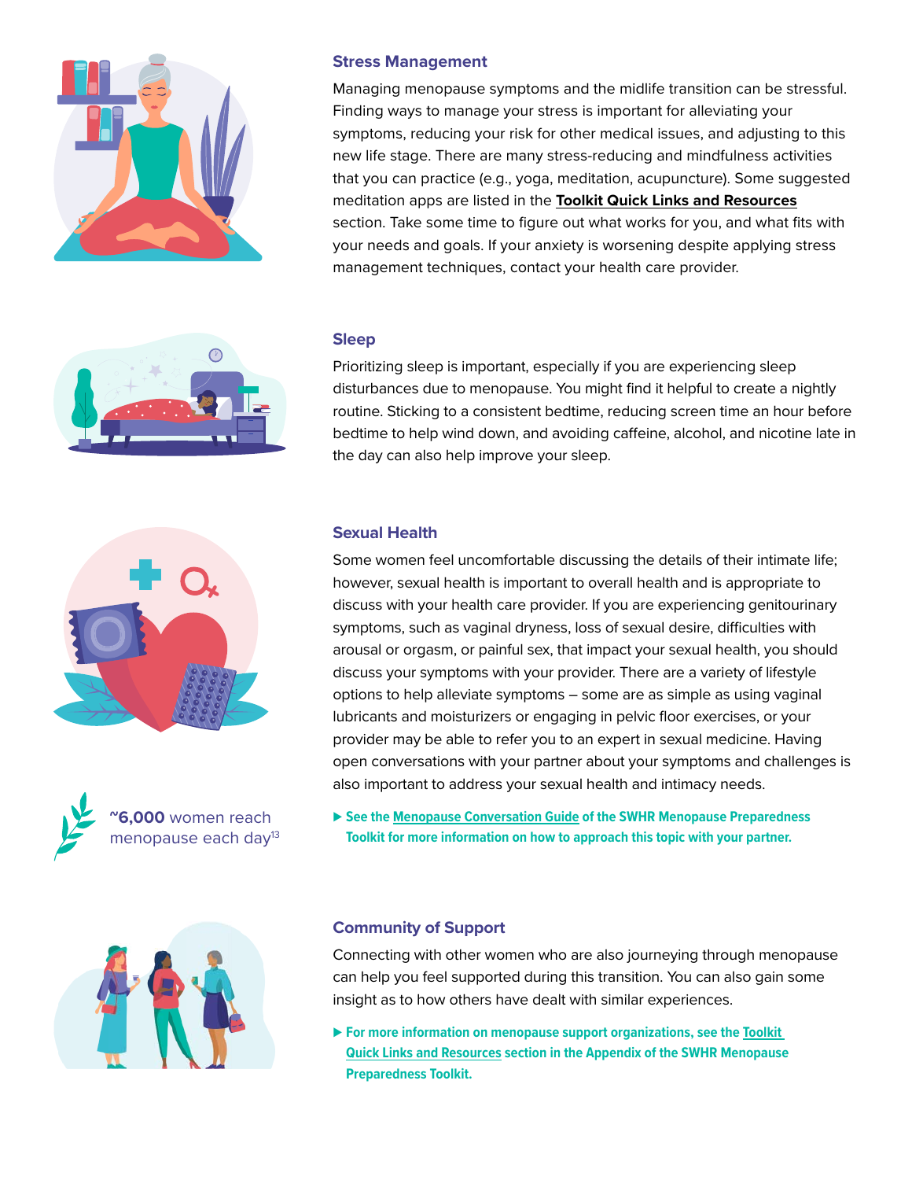### Stress Management

Managing menopause symptoms and the midlife transition can be stressful. Finding ways to manage your stress is important for alleviating your symptoms, reducing your risk for other medical issues, and adjusting to this new life stage. There are many stress-reducing and mindfulness activities that you can practice (e.g., yoga, meditation, acupuncture). Some suggested meditation apps are listed in the **Toolkit Quick Links and Resources** section. Take some time to figure out what works for you, and what fits with your needs and goals. If your anxiety is worsening despite applying stress management techniques, contact your health care provider.

### Sleep

Prioritizing sleep is important, especially if you are experiencing sleep disturbances due to menopause. You might find it helpful to create a nightly routine. Sticking to a consistent bedtime, reducing screen time an hour before bedtime to help wind down, and avoiding caffeine, alcohol, and nicotine late in the day can also help improve your sleep.

### Sexual Health

Some women feel uncomfortable discussing the details of their intimate life; however, sexual health is important to overall health and is appropriate to discuss with your health care provider. If you are experiencing genitourinary symptoms, such as vaginal dryness, loss of sexual desire, difficulties with arousal or orgasm, or painful sex, that impact your sexual health, you should discuss your symptoms with your provider. There are a variety of lifestyle options to help alleviate symptoms – some are as simple as using vaginal lubricants and moisturizers or engaging in pelvic floor exercises, or your provider may be able to refer you to an expert in sexual medicine. Having open conversations with your partner about your symptoms and challenges is also important to address your sexual health and intimacy needs.

**~6,000** women reach menopause each day[13]

▶ **See the Menopause Conversation Guide of the SWHR Menopause Preparedness Toolkit for more information on how to approach this topic with your partner.**

### Community of Support

Connecting with other women who are also journeying through menopause can help you feel supported during this transition. You can also gain some insight as to how others have dealt with similar experiences.

▶ **For more information on menopause support organizations, see the Toolkit Quick Links and Resources section in the Appendix of the SWHR Menopause Preparedness Toolkit.**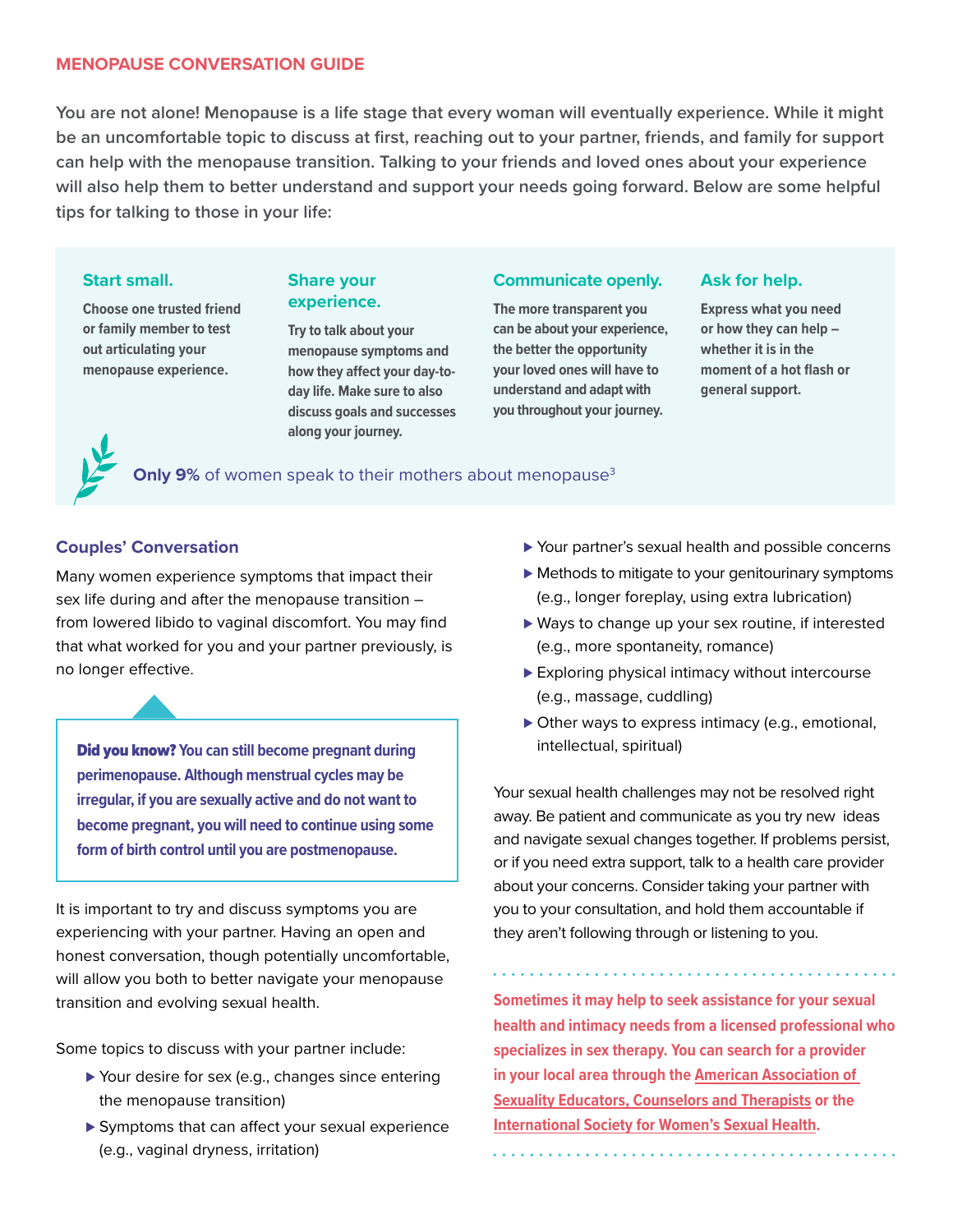## MENOPAUSE CONVERSATION GUIDE

You are not alone! Menopause is a life stage that every woman will eventually experience. While it might be an uncomfortable topic to discuss at first, reaching out to your partner, friends, and family for support can help with the menopause transition. Talking to your friends and loved ones about your experience will also help them to better understand and support your needs going forward. Below are some helpful tips for talking to those in your life:

### Start small.

Choose one trusted friend or family member to test out articulating your menopause experience.

### Share your experience.

Try to talk about your menopause symptoms and how they affect your day-to-day life. Make sure to also discuss goals and successes along your journey.

### Communicate openly.

The more transparent you can be about your experience, the better the opportunity your loved ones will have to understand and adapt with you throughout your journey.

### Ask for help.

Express what you need or how they can help – whether it is in the moment of a hot flash or general support.

**Only 9%** of women speak to their mothers about menopause[3]

### Couples' Conversation

Many women experience symptoms that impact their sex life during and after the menopause transition – from lowered libido to vaginal discomfort. You may find that what worked for you and your partner previously, is no longer effective.

**Did you know?** You can still become pregnant during perimenopause. Although menstrual cycles may be irregular, if you are sexually active and do not want to become pregnant, you will need to continue using some form of birth control until you are postmenopause.

It is important to try and discuss symptoms you are experiencing with your partner. Having an open and honest conversation, though potentially uncomfortable, will allow you both to better navigate your menopause transition and evolving sexual health.

Some topics to discuss with your partner include:

- Your desire for sex (e.g., changes since entering the menopause transition)
- Symptoms that can affect your sexual experience (e.g., vaginal dryness, irritation)
- Your partner's sexual health and possible concerns
- Methods to mitigate to your genitourinary symptoms (e.g., longer foreplay, using extra lubrication)
- Ways to change up your sex routine, if interested (e.g., more spontaneity, romance)
- Exploring physical intimacy without intercourse (e.g., massage, cuddling)
- Other ways to express intimacy (e.g., emotional, intellectual, spiritual)

Your sexual health challenges may not be resolved right away. Be patient and communicate as you try new ideas and navigate sexual changes together. If problems persist, or if you need extra support, talk to a health care provider about your concerns. Consider taking your partner with you to your consultation, and hold them accountable if they aren't following through or listening to you.

**Sometimes it may help to seek assistance for your sexual health and intimacy needs from a licensed professional who specializes in sex therapy. You can search for a provider in your local area through the American Association of Sexuality Educators, Counselors and Therapists or the International Society for Women's Sexual Health.**